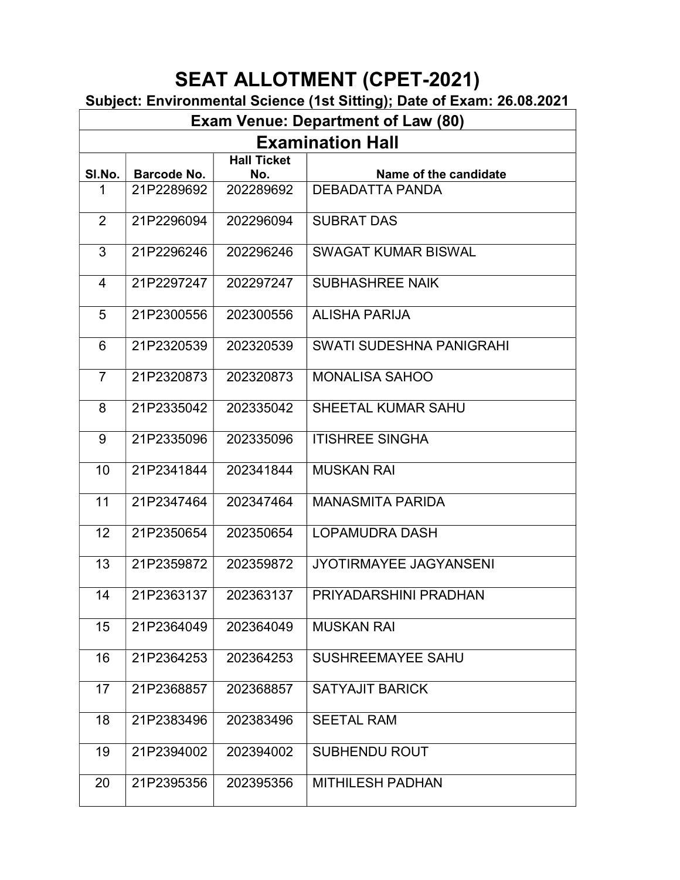# SEAT ALLOTMENT (CPET-2021)

**Subject: Environmental Science (1st Sitting); Date of Exam: 26.08.2021**

| Exam Venue: Department of Law (80) | | | |
|---|---|---|---|
| **Examination Hall** | | | |
| **Sl.No.** | **Barcode No.** | **Hall Ticket No.** | **Name of the candidate** |
| 1 | 21P2289692 | 202289692 | DEBADATTA PANDA |
| 2 | 21P2296094 | 202296094 | SUBRAT DAS |
| 3 | 21P2296246 | 202296246 | SWAGAT KUMAR BISWAL |
| 4 | 21P2297247 | 202297247 | SUBHASHREE NAIK |
| 5 | 21P2300556 | 202300556 | ALISHA PARIJA |
| 6 | 21P2320539 | 202320539 | SWATI SUDESHNA PANIGRAHI |
| 7 | 21P2320873 | 202320873 | MONALISA SAHOO |
| 8 | 21P2335042 | 202335042 | SHEETAL KUMAR SAHU |
| 9 | 21P2335096 | 202335096 | ITISHREE SINGHA |
| 10 | 21P2341844 | 202341844 | MUSKAN RAI |
| 11 | 21P2347464 | 202347464 | MANASMITA PARIDA |
| 12 | 21P2350654 | 202350654 | LOPAMUDRA DASH |
| 13 | 21P2359872 | 202359872 | JYOTIRMAYEE JAGYANSENI |
| 14 | 21P2363137 | 202363137 | PRIYADARSHINI PRADHAN |
| 15 | 21P2364049 | 202364049 | MUSKAN RAI |
| 16 | 21P2364253 | 202364253 | SUSHREEMAYEE SAHU |
| 17 | 21P2368857 | 202368857 | SATYAJIT BARICK |
| 18 | 21P2383496 | 202383496 | SEETAL RAM |
| 19 | 21P2394002 | 202394002 | SUBHENDU ROUT |
| 20 | 21P2395356 | 202395356 | MITHILESH PADHAN |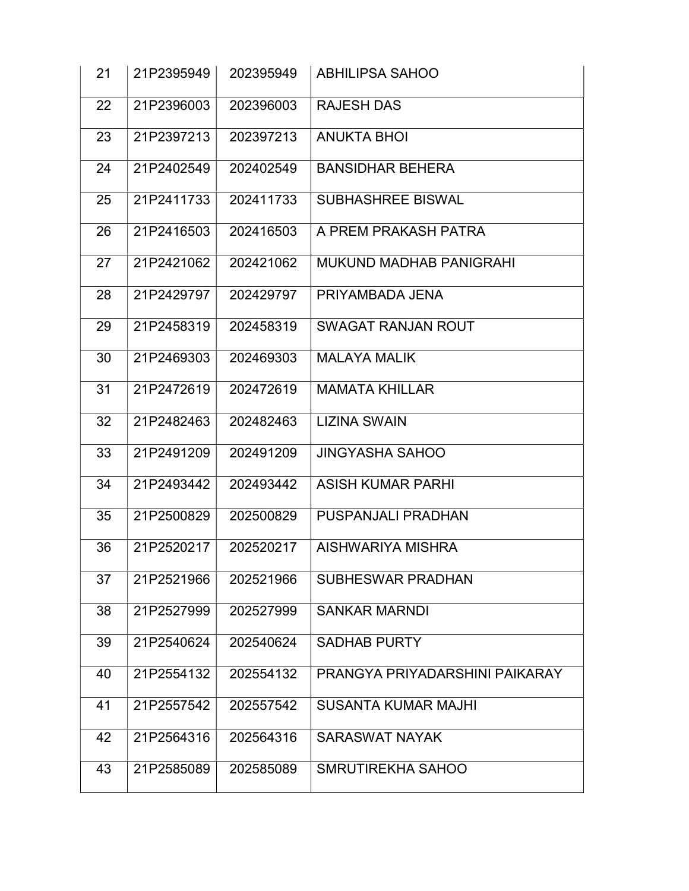| 21 | 21P2395949 | 202395949 | ABHILIPSA SAHOO |
|---|---|---|---|
| 22 | 21P2396003 | 202396003 | RAJESH DAS |
| 23 | 21P2397213 | 202397213 | ANUKTA BHOI |
| 24 | 21P2402549 | 202402549 | BANSIDHAR BEHERA |
| 25 | 21P2411733 | 202411733 | SUBHASHREE BISWAL |
| 26 | 21P2416503 | 202416503 | A PREM PRAKASH PATRA |
| 27 | 21P2421062 | 202421062 | MUKUND MADHAB PANIGRAHI |
| 28 | 21P2429797 | 202429797 | PRIYAMBADA JENA |
| 29 | 21P2458319 | 202458319 | SWAGAT RANJAN ROUT |
| 30 | 21P2469303 | 202469303 | MALAYA MALIK |
| 31 | 21P2472619 | 202472619 | MAMATA KHILLAR |
| 32 | 21P2482463 | 202482463 | LIZINA SWAIN |
| 33 | 21P2491209 | 202491209 | JINGYASHA SAHOO |
| 34 | 21P2493442 | 202493442 | ASISH KUMAR PARHI |
| 35 | 21P2500829 | 202500829 | PUSPANJALI PRADHAN |
| 36 | 21P2520217 | 202520217 | AISHWARIYA MISHRA |
| 37 | 21P2521966 | 202521966 | SUBHESWAR PRADHAN |
| 38 | 21P2527999 | 202527999 | SANKAR MARNDI |
| 39 | 21P2540624 | 202540624 | SADHAB PURTY |
| 40 | 21P2554132 | 202554132 | PRANGYA PRIYADARSHINI PAIKARAY |
| 41 | 21P2557542 | 202557542 | SUSANTA KUMAR MAJHI |
| 42 | 21P2564316 | 202564316 | SARASWAT NAYAK |
| 43 | 21P2585089 | 202585089 | SMRUTIREKHA SAHOO |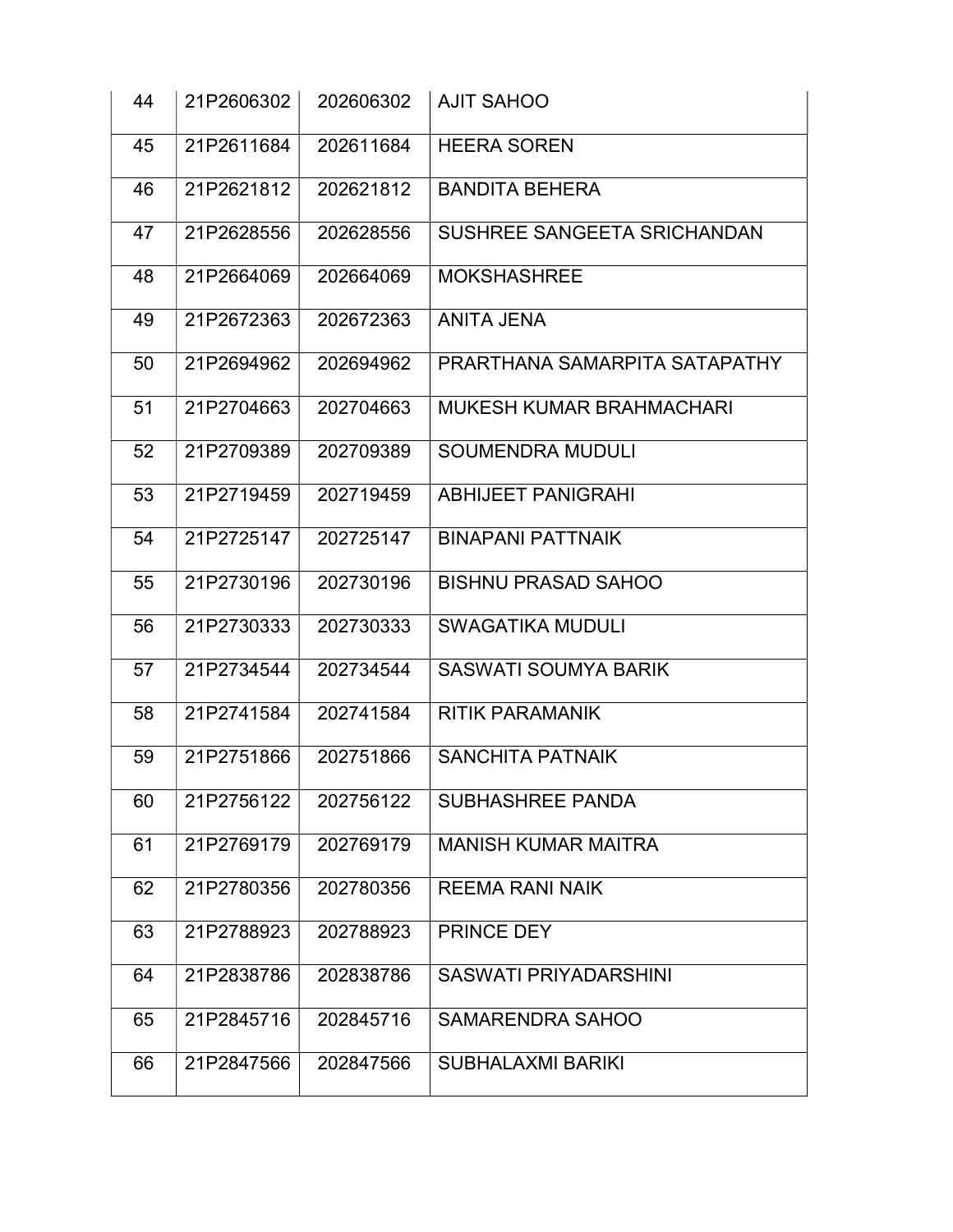| | | | |
|---|---|---|---|
| 44 | 21P2606302 | 202606302 | AJIT SAHOO |
| 45 | 21P2611684 | 202611684 | HEERA SOREN |
| 46 | 21P2621812 | 202621812 | BANDITA BEHERA |
| 47 | 21P2628556 | 202628556 | SUSHREE SANGEETA SRICHANDAN |
| 48 | 21P2664069 | 202664069 | MOKSHASHREE |
| 49 | 21P2672363 | 202672363 | ANITA JENA |
| 50 | 21P2694962 | 202694962 | PRARTHANA SAMARPITA SATAPATHY |
| 51 | 21P2704663 | 202704663 | MUKESH KUMAR BRAHMACHARI |
| 52 | 21P2709389 | 202709389 | SOUMENDRA MUDULI |
| 53 | 21P2719459 | 202719459 | ABHIJEET PANIGRAHI |
| 54 | 21P2725147 | 202725147 | BINAPANI PATTNAIK |
| 55 | 21P2730196 | 202730196 | BISHNU PRASAD SAHOO |
| 56 | 21P2730333 | 202730333 | SWAGATIKA MUDULI |
| 57 | 21P2734544 | 202734544 | SASWATI SOUMYA BARIK |
| 58 | 21P2741584 | 202741584 | RITIK PARAMANIK |
| 59 | 21P2751866 | 202751866 | SANCHITA PATNAIK |
| 60 | 21P2756122 | 202756122 | SUBHASHREE PANDA |
| 61 | 21P2769179 | 202769179 | MANISH KUMAR MAITRA |
| 62 | 21P2780356 | 202780356 | REEMA RANI NAIK |
| 63 | 21P2788923 | 202788923 | PRINCE DEY |
| 64 | 21P2838786 | 202838786 | SASWATI PRIYADARSHINI |
| 65 | 21P2845716 | 202845716 | SAMARENDRA SAHOO |
| 66 | 21P2847566 | 202847566 | SUBHALAXMI BARIKI |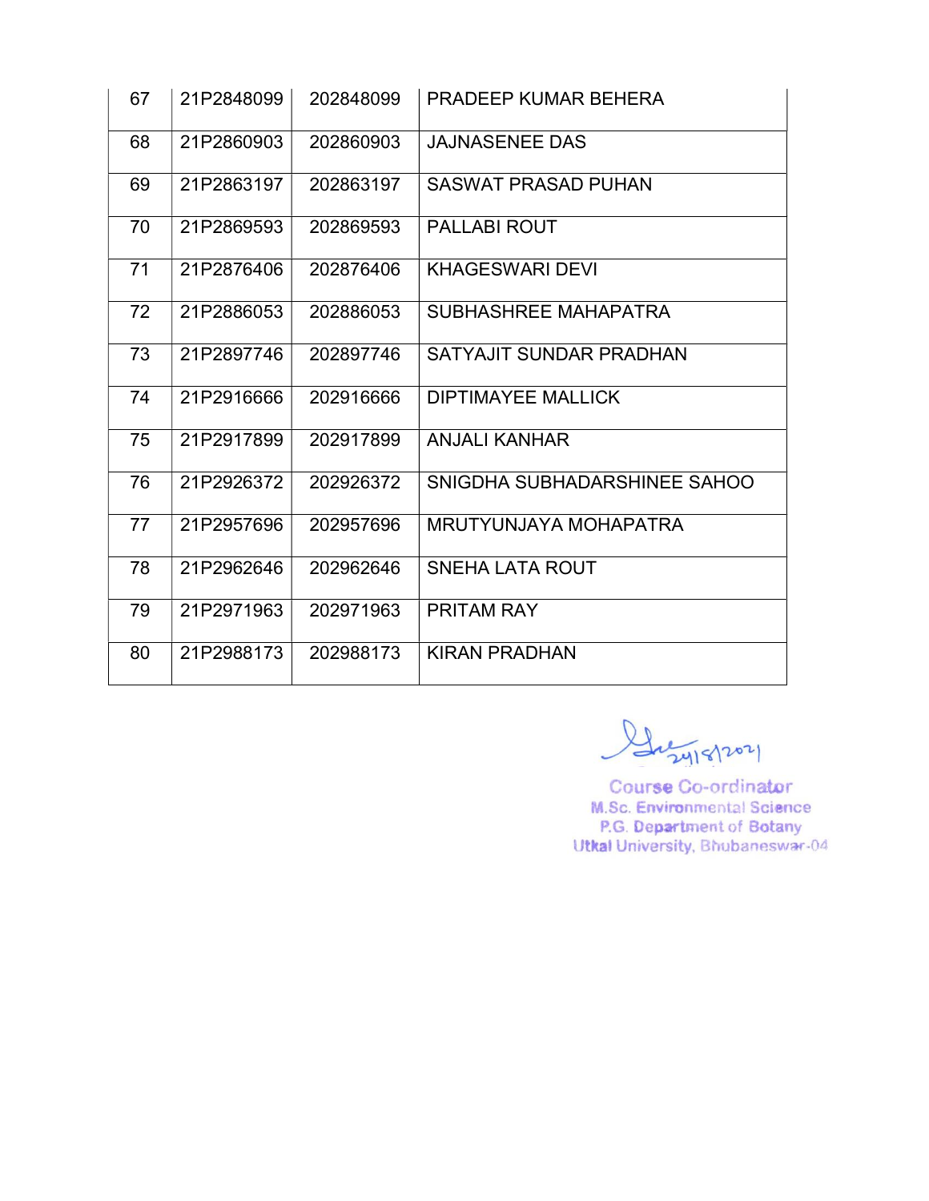| 67 | 21P2848099 | 202848099 | PRADEEP KUMAR BEHERA |
|---|---|---|---|
| 68 | 21P2860903 | 202860903 | JAJNASENEE DAS |
| 69 | 21P2863197 | 202863197 | SASWAT PRASAD PUHAN |
| 70 | 21P2869593 | 202869593 | PALLABI ROUT |
| 71 | 21P2876406 | 202876406 | KHAGESWARI DEVI |
| 72 | 21P2886053 | 202886053 | SUBHASHREE MAHAPATRA |
| 73 | 21P2897746 | 202897746 | SATYAJIT SUNDAR PRADHAN |
| 74 | 21P2916666 | 202916666 | DIPTIMAYEE MALLICK |
| 75 | 21P2917899 | 202917899 | ANJALI KANHAR |
| 76 | 21P2926372 | 202926372 | SNIGDHA SUBHADARSHINEE SAHOO |
| 77 | 21P2957696 | 202957696 | MRUTYUNJAYA MOHAPATRA |
| 78 | 21P2962646 | 202962646 | SNEHA LATA ROUT |
| 79 | 21P2971963 | 202971963 | PRITAM RAY |
| 80 | 21P2988173 | 202988173 | KIRAN PRADHAN |

24/8/2021

Course Co-ordinator
M.Sc. Environmental Science
P.G. Department of Botany
Utkal University, Bhubaneswar-04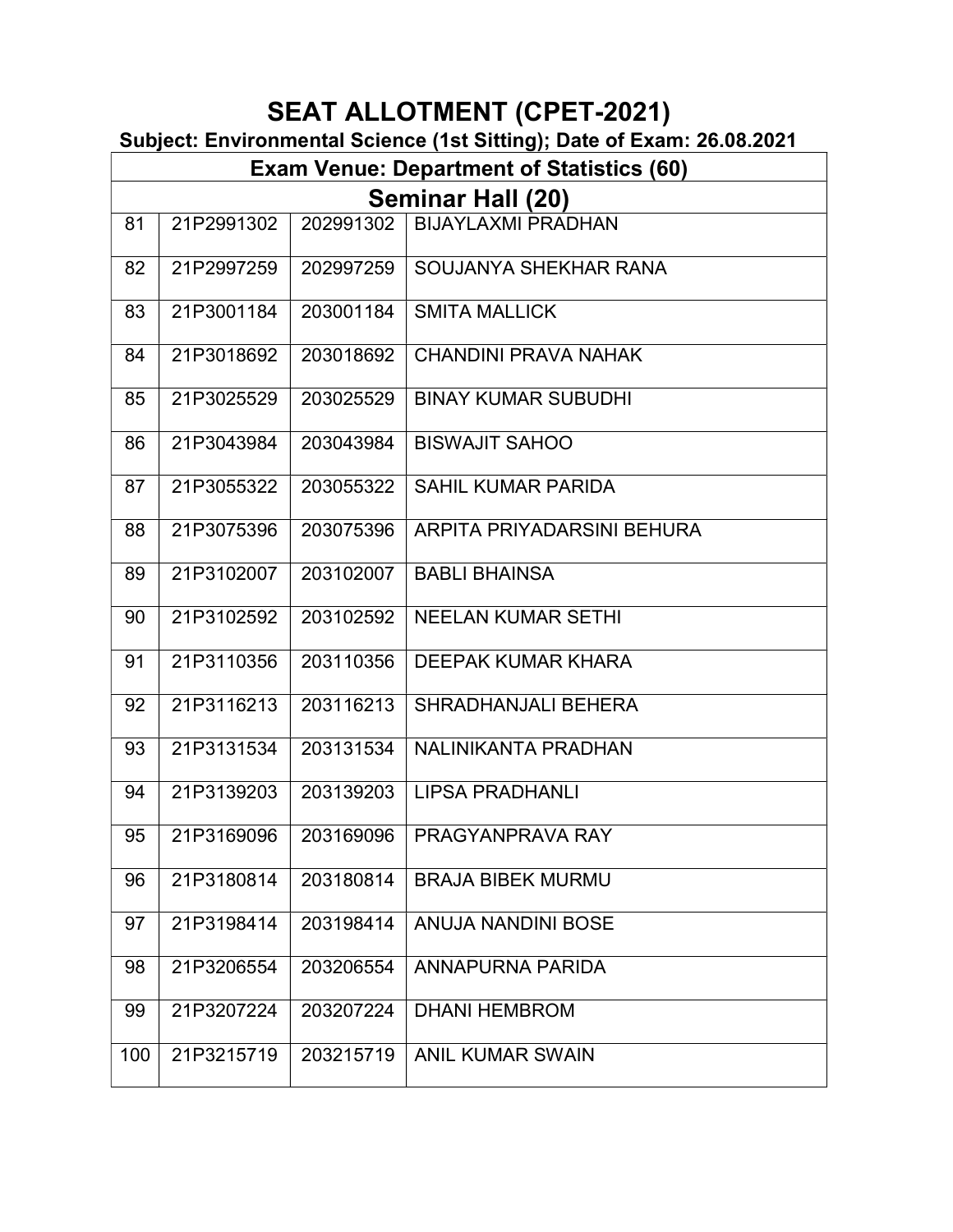# SEAT ALLOTMENT (CPET-2021)

**Subject: Environmental Science (1st Sitting); Date of Exam: 26.08.2021**

| Exam Venue: Department of Statistics (60) | | | |
|---|---|---|---|
| **Seminar Hall (20)** | | | |
| 81 | 21P2991302 | 202991302 | BIJAYLAXMI PRADHAN |
| 82 | 21P2997259 | 202997259 | SOUJANYA SHEKHAR RANA |
| 83 | 21P3001184 | 203001184 | SMITA MALLICK |
| 84 | 21P3018692 | 203018692 | CHANDINI PRAVA NAHAK |
| 85 | 21P3025529 | 203025529 | BINAY KUMAR SUBUDHI |
| 86 | 21P3043984 | 203043984 | BISWAJIT SAHOO |
| 87 | 21P3055322 | 203055322 | SAHIL KUMAR PARIDA |
| 88 | 21P3075396 | 203075396 | ARPITA PRIYADARSINI BEHURA |
| 89 | 21P3102007 | 203102007 | BABLI BHAINSA |
| 90 | 21P3102592 | 203102592 | NEELAN KUMAR SETHI |
| 91 | 21P3110356 | 203110356 | DEEPAK KUMAR KHARA |
| 92 | 21P3116213 | 203116213 | SHRADHANJALI BEHERA |
| 93 | 21P3131534 | 203131534 | NALINIKANTA PRADHAN |
| 94 | 21P3139203 | 203139203 | LIPSA PRADHANLI |
| 95 | 21P3169096 | 203169096 | PRAGYANPRAVA RAY |
| 96 | 21P3180814 | 203180814 | BRAJA BIBEK MURMU |
| 97 | 21P3198414 | 203198414 | ANUJA NANDINI BOSE |
| 98 | 21P3206554 | 203206554 | ANNAPURNA PARIDA |
| 99 | 21P3207224 | 203207224 | DHANI HEMBROM |
| 100 | 21P3215719 | 203215719 | ANIL KUMAR SWAIN |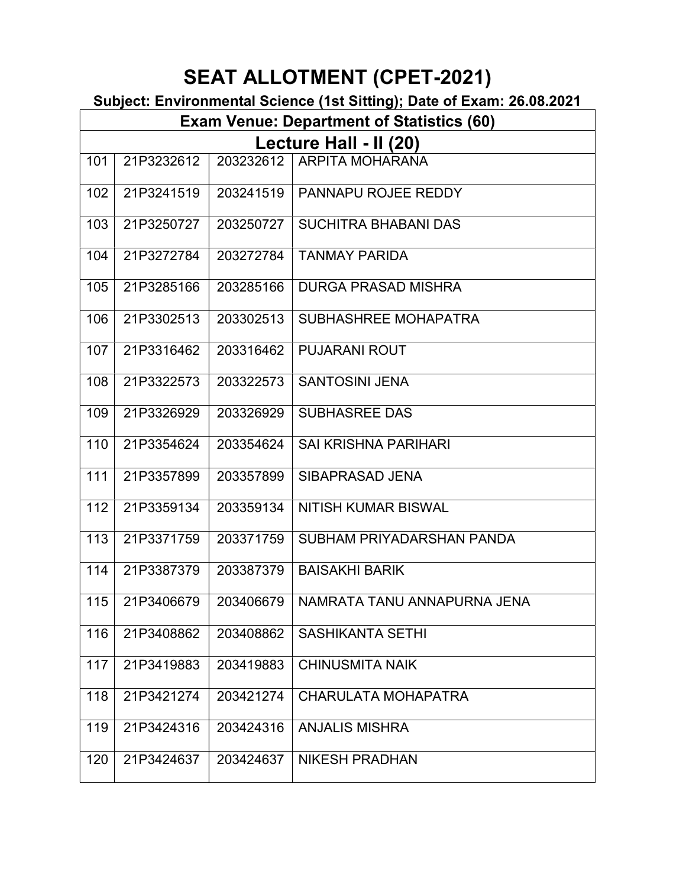# SEAT ALLOTMENT (CPET-2021)

**Subject: Environmental Science (1st Sitting); Date of Exam: 26.08.2021**

| Exam Venue: Department of Statistics (60) | | | |
|---|---|---|---|
| **Lecture Hall - II (20)** | | | |
| 101 | 21P3232612 | 203232612 | ARPITA MOHARANA |
| 102 | 21P3241519 | 203241519 | PANNAPU ROJEE REDDY |
| 103 | 21P3250727 | 203250727 | SUCHITRA BHABANI DAS |
| 104 | 21P3272784 | 203272784 | TANMAY PARIDA |
| 105 | 21P3285166 | 203285166 | DURGA PRASAD MISHRA |
| 106 | 21P3302513 | 203302513 | SUBHASHREE MOHAPATRA |
| 107 | 21P3316462 | 203316462 | PUJARANI ROUT |
| 108 | 21P3322573 | 203322573 | SANTOSINI JENA |
| 109 | 21P3326929 | 203326929 | SUBHASREE DAS |
| 110 | 21P3354624 | 203354624 | SAI KRISHNA PARIHARI |
| 111 | 21P3357899 | 203357899 | SIBAPRASAD JENA |
| 112 | 21P3359134 | 203359134 | NITISH KUMAR BISWAL |
| 113 | 21P3371759 | 203371759 | SUBHAM PRIYADARSHAN PANDA |
| 114 | 21P3387379 | 203387379 | BAISAKHI BARIK |
| 115 | 21P3406679 | 203406679 | NAMRATA TANU ANNAPURNA JENA |
| 116 | 21P3408862 | 203408862 | SASHIKANTA SETHI |
| 117 | 21P3419883 | 203419883 | CHINUSMITA NAIK |
| 118 | 21P3421274 | 203421274 | CHARULATA MOHAPATRA |
| 119 | 21P3424316 | 203424316 | ANJALIS MISHRA |
| 120 | 21P3424637 | 203424637 | NIKESH PRADHAN |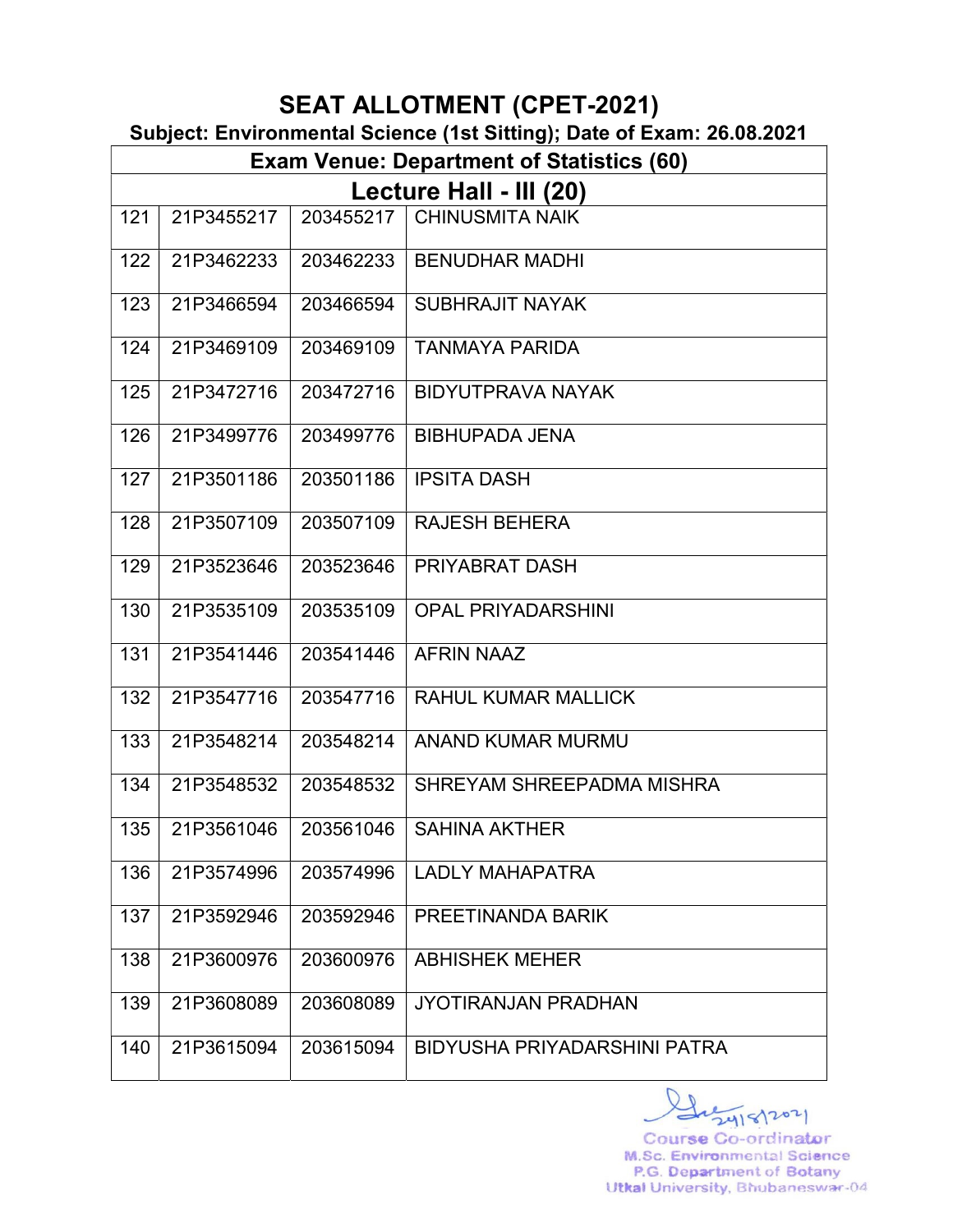# SEAT ALLOTMENT (CPET-2021)

## Subject: Environmental Science (1st Sitting); Date of Exam: 26.08.2021

| Exam Venue: Department of Statistics (60) | | | |
|---|---|---|---|
| **Lecture Hall - III (20)** | | | |
| 121 | 21P3455217 | 203455217 | CHINUSMITA NAIK |
| 122 | 21P3462233 | 203462233 | BENUDHAR MADHI |
| 123 | 21P3466594 | 203466594 | SUBHRAJIT NAYAK |
| 124 | 21P3469109 | 203469109 | TANMAYA PARIDA |
| 125 | 21P3472716 | 203472716 | BIDYUTPRAVA NAYAK |
| 126 | 21P3499776 | 203499776 | BIBHUPADA JENA |
| 127 | 21P3501186 | 203501186 | IPSITA DASH |
| 128 | 21P3507109 | 203507109 | RAJESH BEHERA |
| 129 | 21P3523646 | 203523646 | PRIYABRAT DASH |
| 130 | 21P3535109 | 203535109 | OPAL PRIYADARSHINI |
| 131 | 21P3541446 | 203541446 | AFRIN NAAZ |
| 132 | 21P3547716 | 203547716 | RAHUL KUMAR MALLICK |
| 133 | 21P3548214 | 203548214 | ANAND KUMAR MURMU |
| 134 | 21P3548532 | 203548532 | SHREYAM SHREEPADMA MISHRA |
| 135 | 21P3561046 | 203561046 | SAHINA AKTHER |
| 136 | 21P3574996 | 203574996 | LADLY MAHAPATRA |
| 137 | 21P3592946 | 203592946 | PREETINANDA BARIK |
| 138 | 21P3600976 | 203600976 | ABHISHEK MEHER |
| 139 | 21P3608089 | 203608089 | JYOTIRANJAN PRADHAN |
| 140 | 21P3615094 | 203615094 | BIDYUSHA PRIYADARSHINI PATRA |

24/8/2021

Course Co-ordinator
M.Sc. Environmental Science
P.G. Department of Botany
Utkal University, Bhubaneswar-04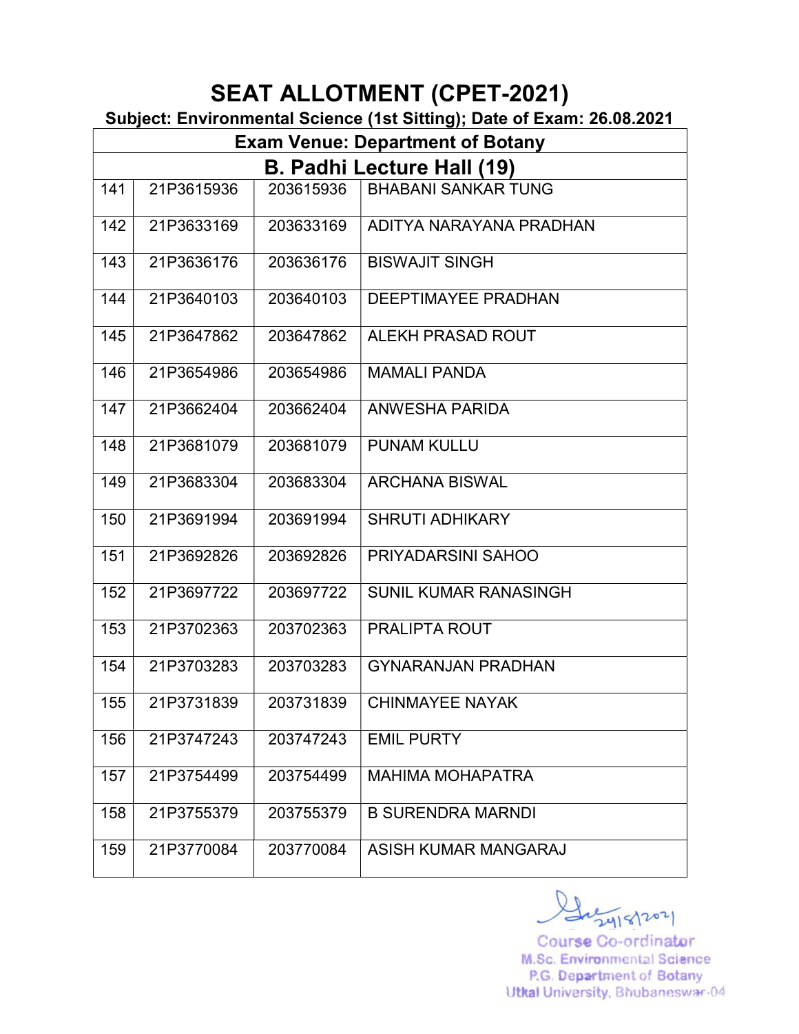# SEAT ALLOTMENT (CPET-2021)

**Subject: Environmental Science (1st Sitting); Date of Exam: 26.08.2021**

| Exam Venue: Department of Botany | | | |
|---|---|---|---|
| **B. Padhi Lecture Hall (19)** | | | |
| 141 | 21P3615936 | 203615936 | BHABANI SANKAR TUNG |
| 142 | 21P3633169 | 203633169 | ADITYA NARAYANA PRADHAN |
| 143 | 21P3636176 | 203636176 | BISWAJIT SINGH |
| 144 | 21P3640103 | 203640103 | DEEPTIMAYEE PRADHAN |
| 145 | 21P3647862 | 203647862 | ALEKH PRASAD ROUT |
| 146 | 21P3654986 | 203654986 | MAMALI PANDA |
| 147 | 21P3662404 | 203662404 | ANWESHA PARIDA |
| 148 | 21P3681079 | 203681079 | PUNAM KULLU |
| 149 | 21P3683304 | 203683304 | ARCHANA BISWAL |
| 150 | 21P3691994 | 203691994 | SHRUTI ADHIKARY |
| 151 | 21P3692826 | 203692826 | PRIYADARSINI SAHOO |
| 152 | 21P3697722 | 203697722 | SUNIL KUMAR RANASINGH |
| 153 | 21P3702363 | 203702363 | PRALIPTA ROUT |
| 154 | 21P3703283 | 203703283 | GYNARANJAN PRADHAN |
| 155 | 21P3731839 | 203731839 | CHINMAYEE NAYAK |
| 156 | 21P3747243 | 203747243 | EMIL PURTY |
| 157 | 21P3754499 | 203754499 | MAHIMA MOHAPATRA |
| 158 | 21P3755379 | 203755379 | B SURENDRA MARNDI |
| 159 | 21P3770084 | 203770084 | ASISH KUMAR MANGARAJ |

24/8/2021

Course Co-ordinator
M.Sc. Environmental Science
P.G. Department of Botany
Utkal University, Bhubaneswar-04